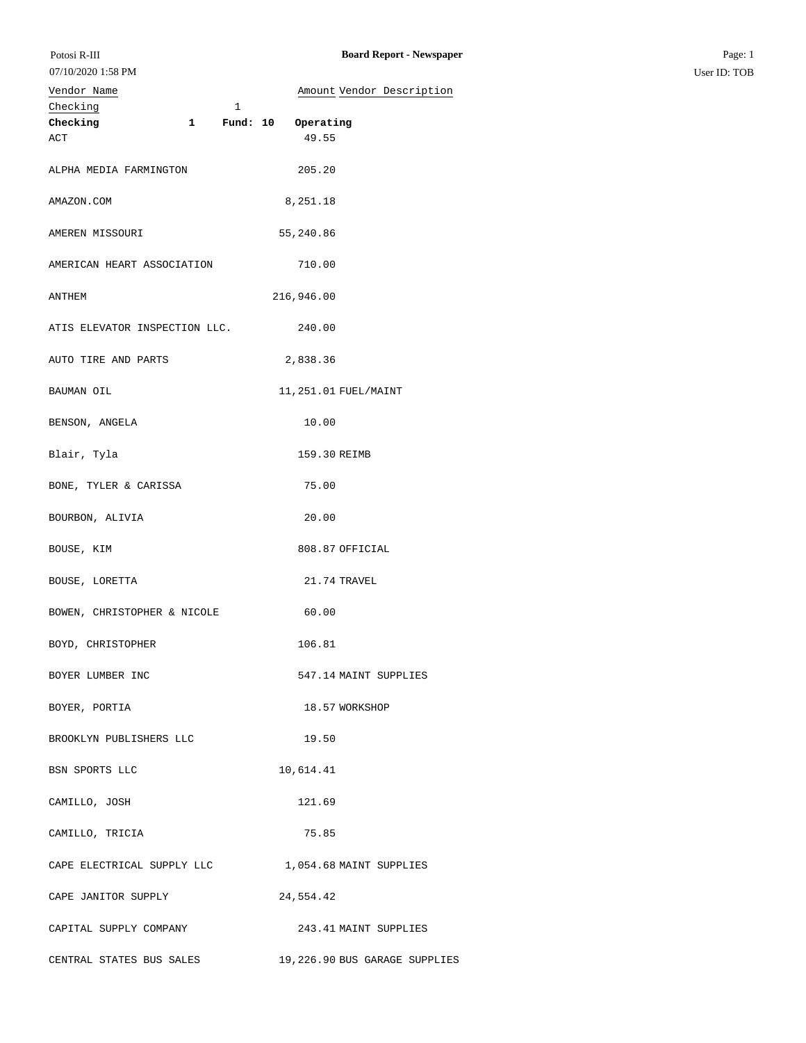Potosi R-III

**Board Report - Newspaper**

07/10/2020 1:58 PM

| Vendor Name | Amount | Vendor Description |
|---|---|---|
| Checking 1 | | |
| **Checking 1 Fund: 10 Operating** | | |
| ACT | 49.55 | |
| ALPHA MEDIA FARMINGTON | 205.20 | |
| AMAZON.COM | 8,251.18 | |
| AMEREN MISSOURI | 55,240.86 | |
| AMERICAN HEART ASSOCIATION | 710.00 | |
| ANTHEM | 216,946.00 | |
| ATIS ELEVATOR INSPECTION LLC. | 240.00 | |
| AUTO TIRE AND PARTS | 2,838.36 | |
| BAUMAN OIL | 11,251.01 | FUEL/MAINT |
| BENSON, ANGELA | 10.00 | |
| Blair, Tyla | 159.30 | REIMB |
| BONE, TYLER & CARISSA | 75.00 | |
| BOURBON, ALIVIA | 20.00 | |
| BOUSE, KIM | 808.87 | OFFICIAL |
| BOUSE, LORETTA | 21.74 | TRAVEL |
| BOWEN, CHRISTOPHER & NICOLE | 60.00 | |
| BOYD, CHRISTOPHER | 106.81 | |
| BOYER LUMBER INC | 547.14 | MAINT SUPPLIES |
| BOYER, PORTIA | 18.57 | WORKSHOP |
| BROOKLYN PUBLISHERS LLC | 19.50 | |
| BSN SPORTS LLC | 10,614.41 | |
| CAMILLO, JOSH | 121.69 | |
| CAMILLO, TRICIA | 75.85 | |
| CAPE ELECTRICAL SUPPLY LLC | 1,054.68 | MAINT SUPPLIES |
| CAPE JANITOR SUPPLY | 24,554.42 | |
| CAPITAL SUPPLY COMPANY | 243.41 | MAINT SUPPLIES |
| CENTRAL STATES BUS SALES | 19,226.90 | BUS GARAGE SUPPLIES |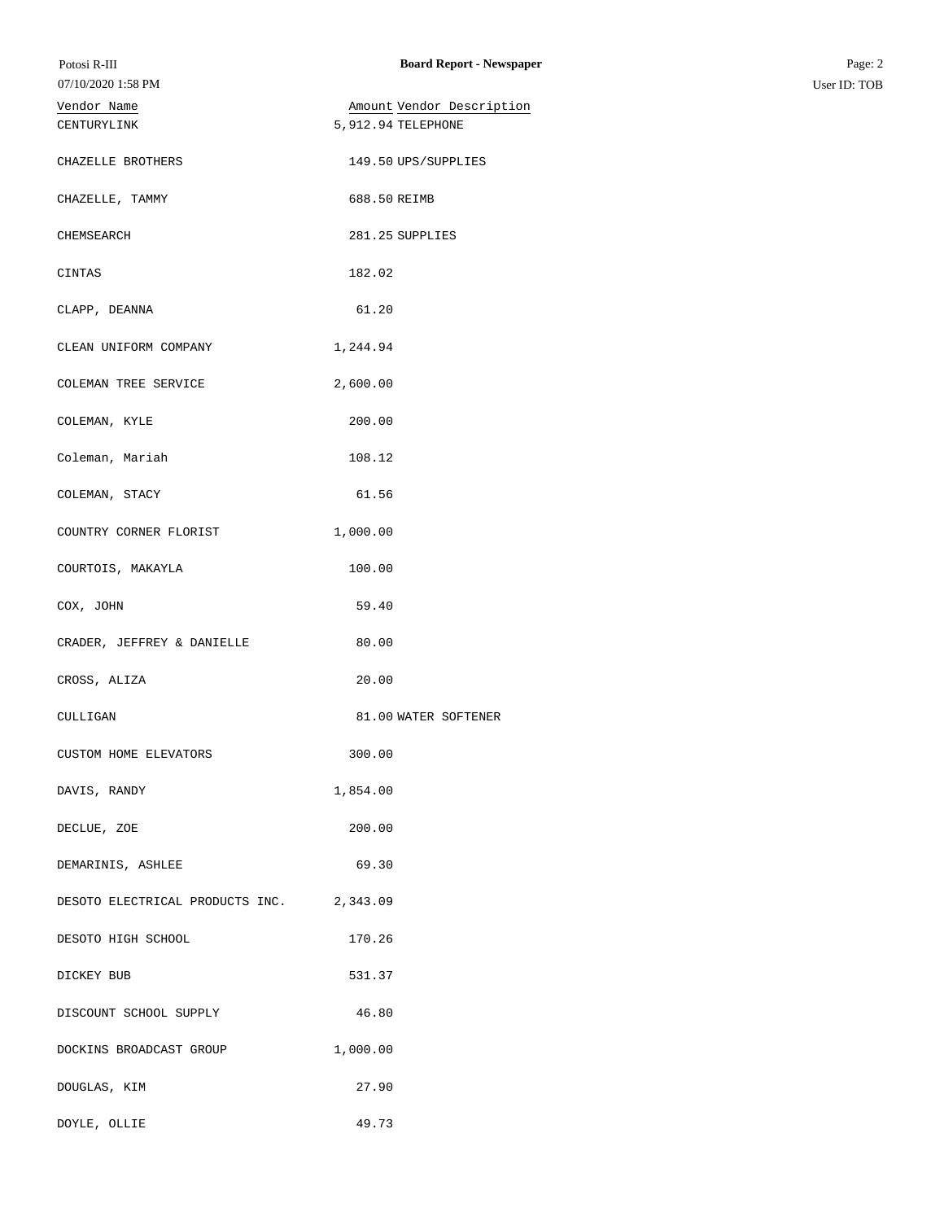| Vendor Name | Amount | Vendor Description |
| --- | --- | --- |
| CENTURYLINK | 5,912.94 | TELEPHONE |
| CHAZELLE BROTHERS | 149.50 | UPS/SUPPLIES |
| CHAZELLE, TAMMY | 688.50 | REIMB |
| CHEMSEARCH | 281.25 | SUPPLIES |
| CINTAS | 182.02 | |
| CLAPP, DEANNA | 61.20 | |
| CLEAN UNIFORM COMPANY | 1,244.94 | |
| COLEMAN TREE SERVICE | 2,600.00 | |
| COLEMAN, KYLE | 200.00 | |
| Coleman, Mariah | 108.12 | |
| COLEMAN, STACY | 61.56 | |
| COUNTRY CORNER FLORIST | 1,000.00 | |
| COURTOIS, MAKAYLA | 100.00 | |
| COX, JOHN | 59.40 | |
| CRADER, JEFFREY & DANIELLE | 80.00 | |
| CROSS, ALIZA | 20.00 | |
| CULLIGAN | 81.00 | WATER SOFTENER |
| CUSTOM HOME ELEVATORS | 300.00 | |
| DAVIS, RANDY | 1,854.00 | |
| DECLUE, ZOE | 200.00 | |
| DEMARINIS, ASHLEE | 69.30 | |
| DESOTO ELECTRICAL PRODUCTS INC. | 2,343.09 | |
| DESOTO HIGH SCHOOL | 170.26 | |
| DICKEY BUB | 531.37 | |
| DISCOUNT SCHOOL SUPPLY | 46.80 | |
| DOCKINS BROADCAST GROUP | 1,000.00 | |
| DOUGLAS, KIM | 27.90 | |
| DOYLE, OLLIE | 49.73 | |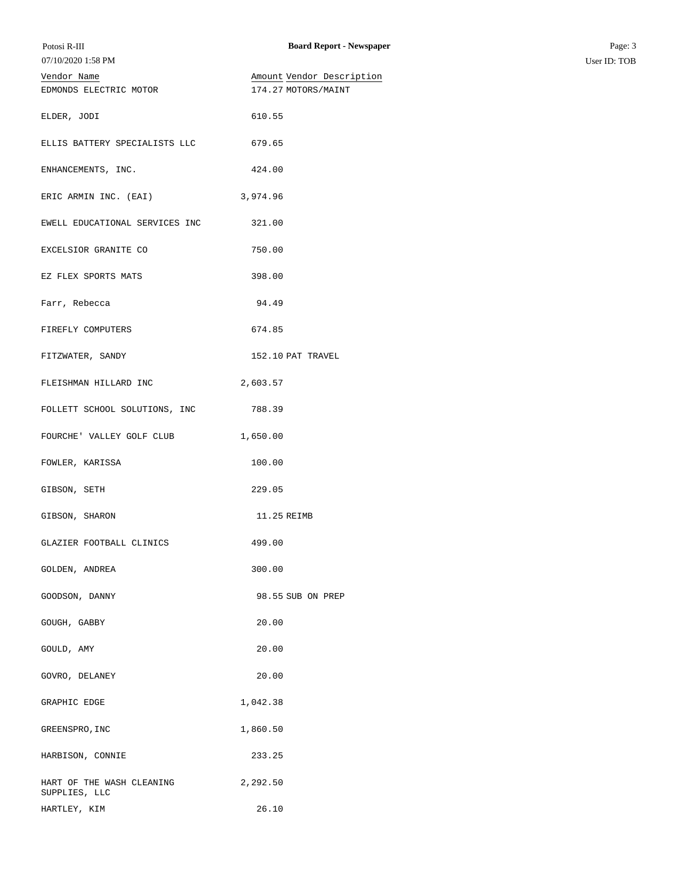| Vendor Name | Amount | Vendor Description |
|---|---|---|
| EDMONDS ELECTRIC MOTOR | 174.27 | MOTORS/MAINT |
| ELDER, JODI | 610.55 | |
| ELLIS BATTERY SPECIALISTS LLC | 679.65 | |
| ENHANCEMENTS, INC. | 424.00 | |
| ERIC ARMIN INC. (EAI) | 3,974.96 | |
| EWELL EDUCATIONAL SERVICES INC | 321.00 | |
| EXCELSIOR GRANITE CO | 750.00 | |
| EZ FLEX SPORTS MATS | 398.00 | |
| Farr, Rebecca | 94.49 | |
| FIREFLY COMPUTERS | 674.85 | |
| FITZWATER, SANDY | 152.10 | PAT TRAVEL |
| FLEISHMAN HILLARD INC | 2,603.57 | |
| FOLLETT SCHOOL SOLUTIONS, INC | 788.39 | |
| FOURCHE' VALLEY GOLF CLUB | 1,650.00 | |
| FOWLER, KARISSA | 100.00 | |
| GIBSON, SETH | 229.05 | |
| GIBSON, SHARON | 11.25 | REIMB |
| GLAZIER FOOTBALL CLINICS | 499.00 | |
| GOLDEN, ANDREA | 300.00 | |
| GOODSON, DANNY | 98.55 | SUB ON PREP |
| GOUGH, GABBY | 20.00 | |
| GOULD, AMY | 20.00 | |
| GOVRO, DELANEY | 20.00 | |
| GRAPHIC EDGE | 1,042.38 | |
| GREENSPRO,INC | 1,860.50 | |
| HARBISON, CONNIE | 233.25 | |
| HART OF THE WASH CLEANING SUPPLIES, LLC | 2,292.50 | |
| HARTLEY, KIM | 26.10 | |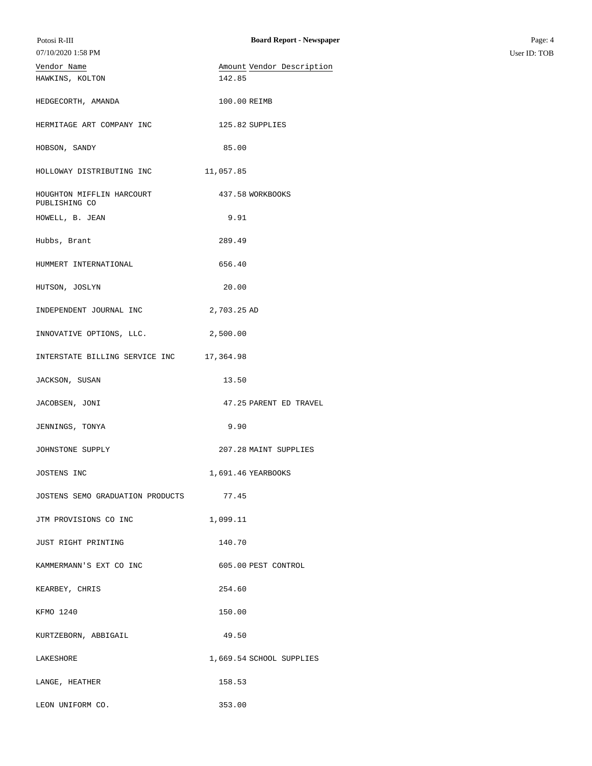| Vendor Name | Amount | Vendor Description |
| --- | --- | --- |
| HAWKINS, KOLTON | 142.85 | |
| HEDGECORTH, AMANDA | 100.00 | REIMB |
| HERMITAGE ART COMPANY INC | 125.82 | SUPPLIES |
| HOBSON, SANDY | 85.00 | |
| HOLLOWAY DISTRIBUTING INC | 11,057.85 | |
| HOUGHTON MIFFLIN HARCOURT PUBLISHING CO | 437.58 | WORKBOOKS |
| HOWELL, B. JEAN | 9.91 | |
| Hubbs, Brant | 289.49 | |
| HUMMERT INTERNATIONAL | 656.40 | |
| HUTSON, JOSLYN | 20.00 | |
| INDEPENDENT JOURNAL INC | 2,703.25 | AD |
| INNOVATIVE OPTIONS, LLC. | 2,500.00 | |
| INTERSTATE BILLING SERVICE INC | 17,364.98 | |
| JACKSON, SUSAN | 13.50 | |
| JACOBSEN, JONI | 47.25 | PARENT ED TRAVEL |
| JENNINGS, TONYA | 9.90 | |
| JOHNSTONE SUPPLY | 207.28 | MAINT SUPPLIES |
| JOSTENS INC | 1,691.46 | YEARBOOKS |
| JOSTENS SEMO GRADUATION PRODUCTS | 77.45 | |
| JTM PROVISIONS CO INC | 1,099.11 | |
| JUST RIGHT PRINTING | 140.70 | |
| KAMMERMANN'S EXT CO INC | 605.00 | PEST CONTROL |
| KEARBEY, CHRIS | 254.60 | |
| KFMO 1240 | 150.00 | |
| KURTZEBORN, ABBIGAIL | 49.50 | |
| LAKESHORE | 1,669.54 | SCHOOL SUPPLIES |
| LANGE, HEATHER | 158.53 | |
| LEON UNIFORM CO. | 353.00 | |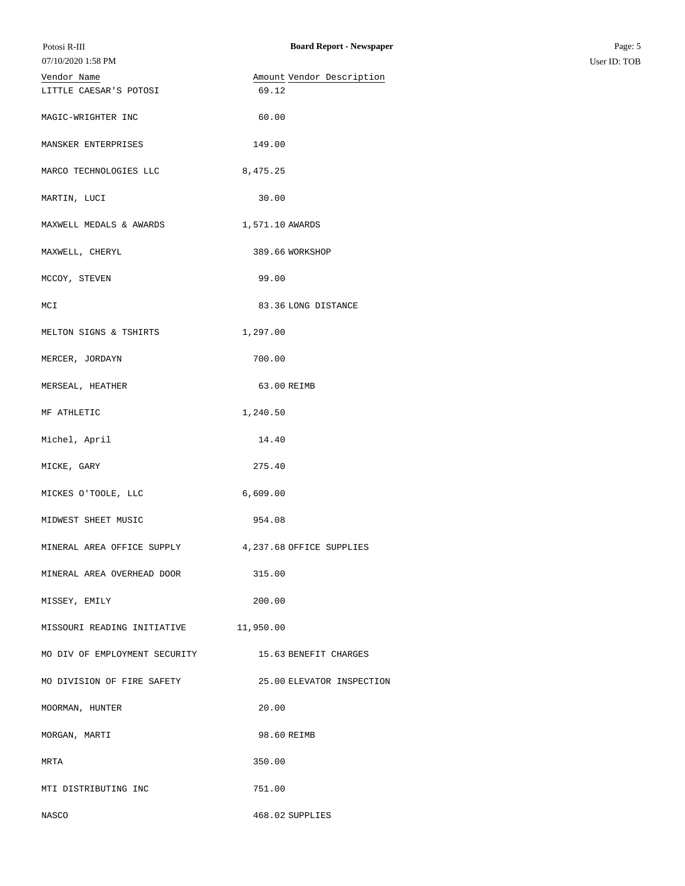| Vendor Name | Amount | Vendor Description |
|---|---|---|
| LITTLE CAESAR'S POTOSI | 69.12 | |
| MAGIC-WRIGHTER INC | 60.00 | |
| MANSKER ENTERPRISES | 149.00 | |
| MARCO TECHNOLOGIES LLC | 8,475.25 | |
| MARTIN, LUCI | 30.00 | |
| MAXWELL MEDALS & AWARDS | 1,571.10 | AWARDS |
| MAXWELL, CHERYL | 389.66 | WORKSHOP |
| MCCOY, STEVEN | 99.00 | |
| MCI | 83.36 | LONG DISTANCE |
| MELTON SIGNS & TSHIRTS | 1,297.00 | |
| MERCER, JORDAYN | 700.00 | |
| MERSEAL, HEATHER | 63.00 | REIMB |
| MF ATHLETIC | 1,240.50 | |
| Michel, April | 14.40 | |
| MICKE, GARY | 275.40 | |
| MICKES O'TOOLE, LLC | 6,609.00 | |
| MIDWEST SHEET MUSIC | 954.08 | |
| MINERAL AREA OFFICE SUPPLY | 4,237.68 | OFFICE SUPPLIES |
| MINERAL AREA OVERHEAD DOOR | 315.00 | |
| MISSEY, EMILY | 200.00 | |
| MISSOURI READING INITIATIVE | 11,950.00 | |
| MO DIV OF EMPLOYMENT SECURITY | 15.63 | BENEFIT CHARGES |
| MO DIVISION OF FIRE SAFETY | 25.00 | ELEVATOR INSPECTION |
| MOORMAN, HUNTER | 20.00 | |
| MORGAN, MARTI | 98.60 | REIMB |
| MRTA | 350.00 | |
| MTI DISTRIBUTING INC | 751.00 | |
| NASCO | 468.02 | SUPPLIES |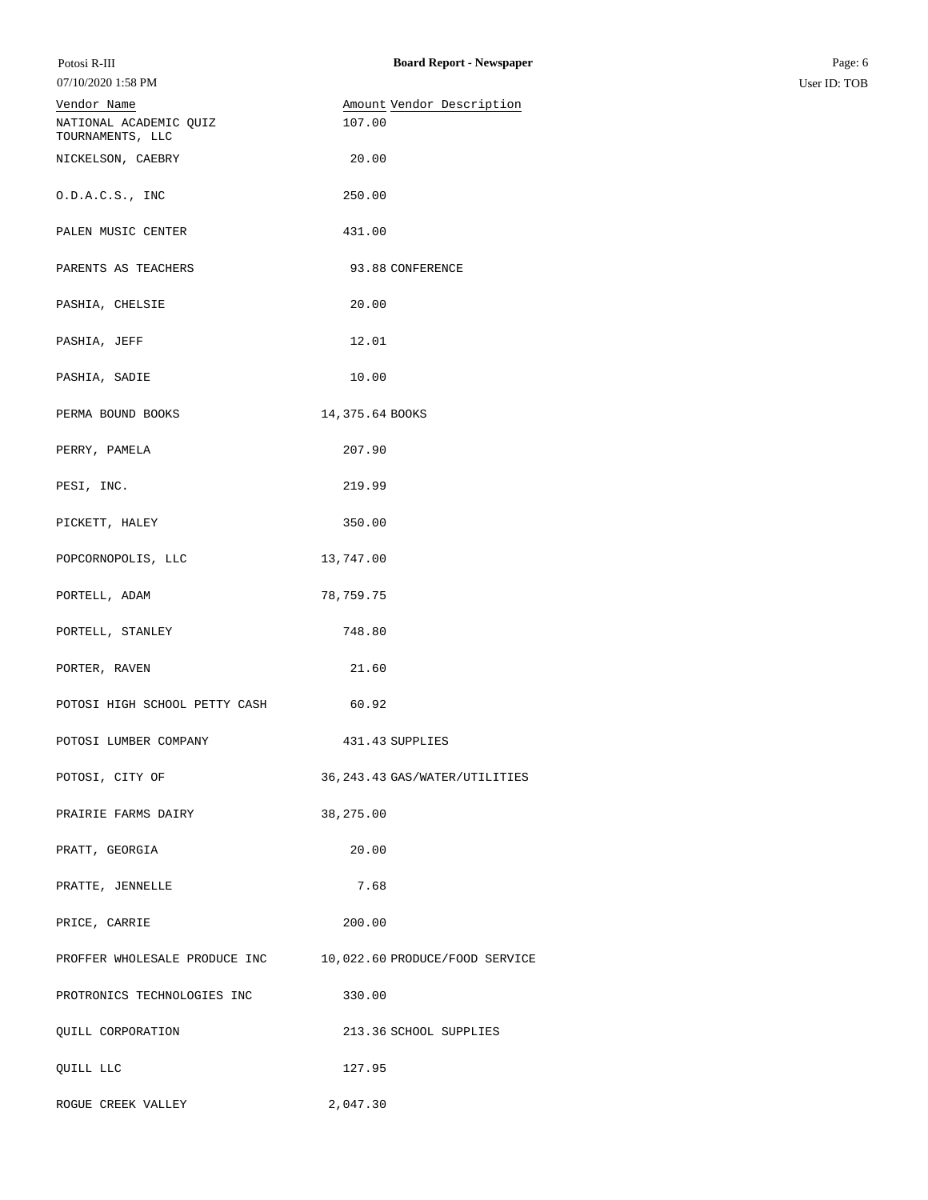| Vendor Name | Amount | Vendor Description |
| --- | --- | --- |
| NATIONAL ACADEMIC QUIZ TOURNAMENTS, LLC | 107.00 | |
| NICKELSON, CAEBRY | 20.00 | |
| O.D.A.C.S., INC | 250.00 | |
| PALEN MUSIC CENTER | 431.00 | |
| PARENTS AS TEACHERS | 93.88 | CONFERENCE |
| PASHIA, CHELSIE | 20.00 | |
| PASHIA, JEFF | 12.01 | |
| PASHIA, SADIE | 10.00 | |
| PERMA BOUND BOOKS | 14,375.64 | BOOKS |
| PERRY, PAMELA | 207.90 | |
| PESI, INC. | 219.99 | |
| PICKETT, HALEY | 350.00 | |
| POPCORNOPOLIS, LLC | 13,747.00 | |
| PORTELL, ADAM | 78,759.75 | |
| PORTELL, STANLEY | 748.80 | |
| PORTER, RAVEN | 21.60 | |
| POTOSI HIGH SCHOOL PETTY CASH | 60.92 | |
| POTOSI LUMBER COMPANY | 431.43 | SUPPLIES |
| POTOSI, CITY OF | 36,243.43 | GAS/WATER/UTILITIES |
| PRAIRIE FARMS DAIRY | 38,275.00 | |
| PRATT, GEORGIA | 20.00 | |
| PRATTE, JENNELLE | 7.68 | |
| PRICE, CARRIE | 200.00 | |
| PROFFER WHOLESALE PRODUCE INC | 10,022.60 | PRODUCE/FOOD SERVICE |
| PROTRONICS TECHNOLOGIES INC | 330.00 | |
| QUILL CORPORATION | 213.36 | SCHOOL SUPPLIES |
| QUILL LLC | 127.95 | |
| ROGUE CREEK VALLEY | 2,047.30 | |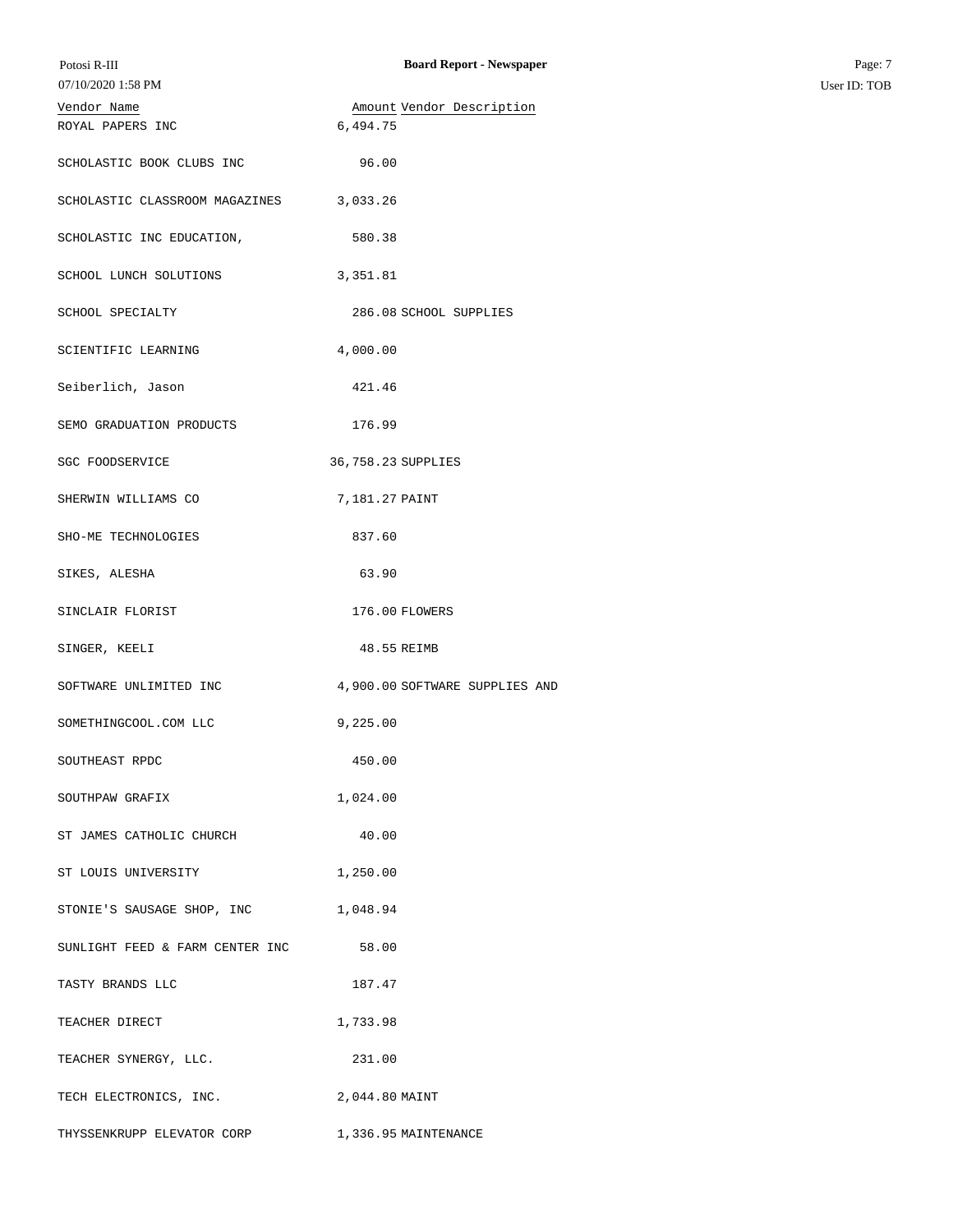| Vendor Name | Amount | Vendor Description |
| --- | --- | --- |
| ROYAL PAPERS INC | 6,494.75 | |
| SCHOLASTIC BOOK CLUBS INC | 96.00 | |
| SCHOLASTIC CLASSROOM MAGAZINES | 3,033.26 | |
| SCHOLASTIC INC EDUCATION, | 580.38 | |
| SCHOOL LUNCH SOLUTIONS | 3,351.81 | |
| SCHOOL SPECIALTY | 286.08 | SCHOOL SUPPLIES |
| SCIENTIFIC LEARNING | 4,000.00 | |
| Seiberlich, Jason | 421.46 | |
| SEMO GRADUATION PRODUCTS | 176.99 | |
| SGC FOODSERVICE | 36,758.23 | SUPPLIES |
| SHERWIN WILLIAMS CO | 7,181.27 | PAINT |
| SHO-ME TECHNOLOGIES | 837.60 | |
| SIKES, ALESHA | 63.90 | |
| SINCLAIR FLORIST | 176.00 | FLOWERS |
| SINGER, KEELI | 48.55 | REIMB |
| SOFTWARE UNLIMITED INC | 4,900.00 | SOFTWARE SUPPLIES AND |
| SOMETHINGCOOL.COM LLC | 9,225.00 | |
| SOUTHEAST RPDC | 450.00 | |
| SOUTHPAW GRAFIX | 1,024.00 | |
| ST JAMES CATHOLIC CHURCH | 40.00 | |
| ST LOUIS UNIVERSITY | 1,250.00 | |
| STONIE'S SAUSAGE SHOP, INC | 1,048.94 | |
| SUNLIGHT FEED & FARM CENTER INC | 58.00 | |
| TASTY BRANDS LLC | 187.47 | |
| TEACHER DIRECT | 1,733.98 | |
| TEACHER SYNERGY, LLC. | 231.00 | |
| TECH ELECTRONICS, INC. | 2,044.80 | MAINT |
| THYSSENKRUPP ELEVATOR CORP | 1,336.95 | MAINTENANCE |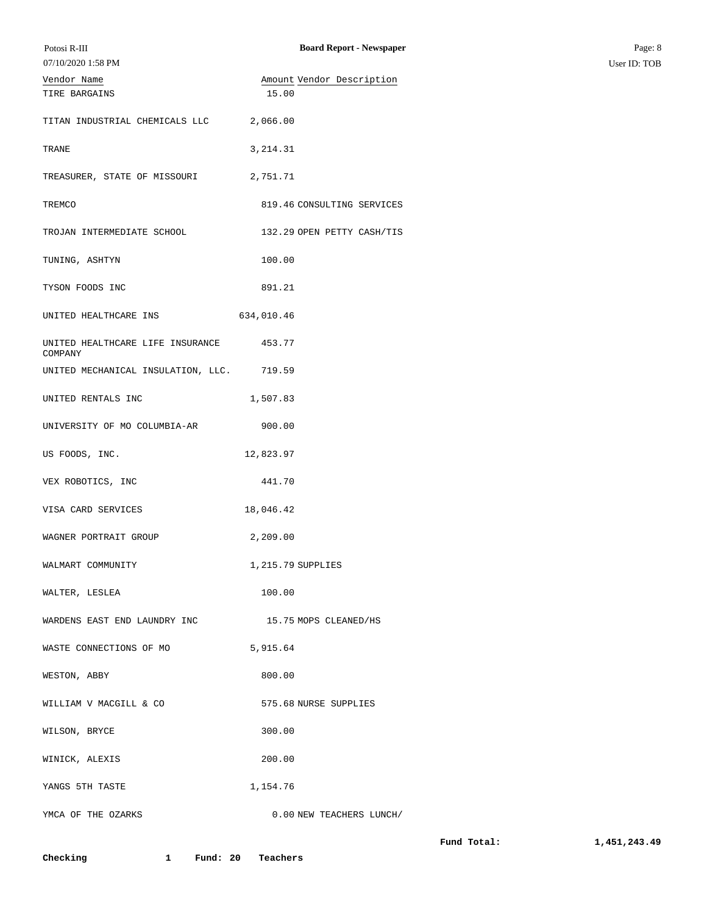| Vendor Name | Amount | Vendor Description |
|---|---|---|
| TIRE BARGAINS | 15.00 | |
| TITAN INDUSTRIAL CHEMICALS LLC | 2,066.00 | |
| TRANE | 3,214.31 | |
| TREASURER, STATE OF MISSOURI | 2,751.71 | |
| TREMCO | 819.46 | CONSULTING SERVICES |
| TROJAN INTERMEDIATE SCHOOL | 132.29 | OPEN PETTY CASH/TIS |
| TUNING, ASHTYN | 100.00 | |
| TYSON FOODS INC | 891.21 | |
| UNITED HEALTHCARE INS | 634,010.46 | |
| UNITED HEALTHCARE LIFE INSURANCE COMPANY | 453.77 | |
| UNITED MECHANICAL INSULATION, LLC. | 719.59 | |
| UNITED RENTALS INC | 1,507.83 | |
| UNIVERSITY OF MO COLUMBIA-AR | 900.00 | |
| US FOODS, INC. | 12,823.97 | |
| VEX ROBOTICS, INC | 441.70 | |
| VISA CARD SERVICES | 18,046.42 | |
| WAGNER PORTRAIT GROUP | 2,209.00 | |
| WALMART COMMUNITY | 1,215.79 | SUPPLIES |
| WALTER, LESLEA | 100.00 | |
| WARDENS EAST END LAUNDRY INC | 15.75 | MOPS CLEANED/HS |
| WASTE CONNECTIONS OF MO | 5,915.64 | |
| WESTON, ABBY | 800.00 | |
| WILLIAM V MACGILL & CO | 575.68 | NURSE SUPPLIES |
| WILSON, BRYCE | 300.00 | |
| WINICK, ALEXIS | 200.00 | |
| YANGS 5TH TASTE | 1,154.76 | |
| YMCA OF THE OZARKS | 0.00 | NEW TEACHERS LUNCH/ |

**Fund Total: 1,451,243.49**

**Checking 1 Fund: 20 Teachers**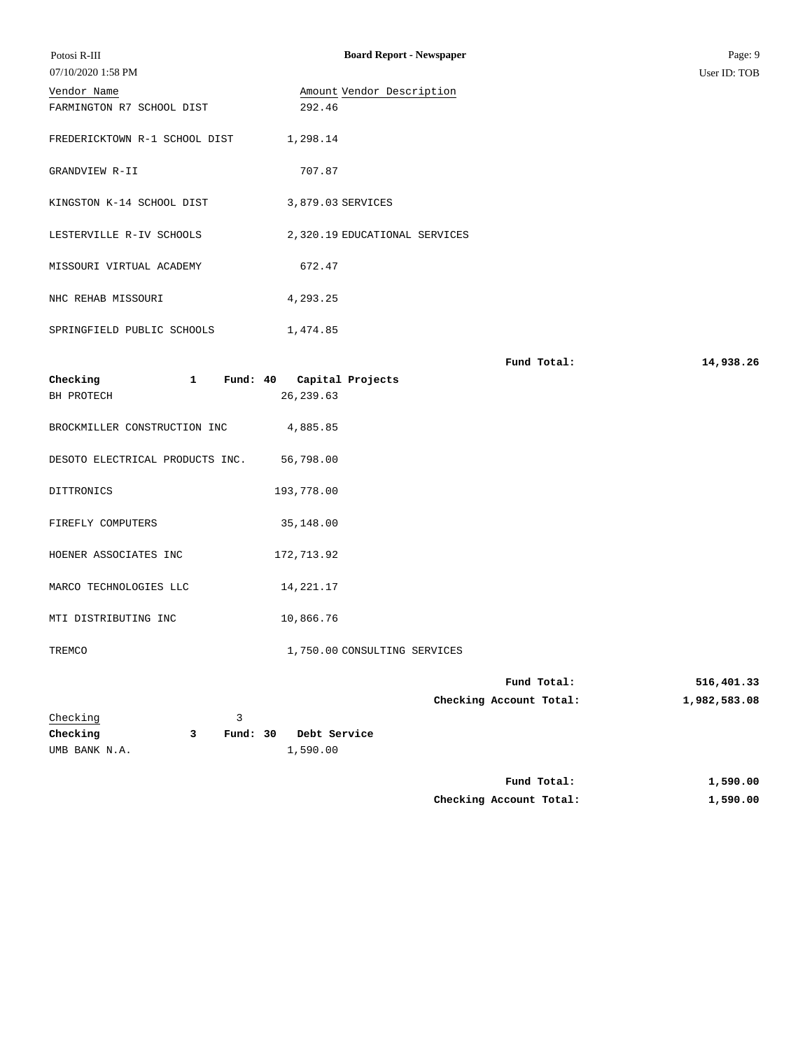| Vendor Name | Amount | Vendor Description |
| --- | --- | --- |
| FARMINGTON R7 SCHOOL DIST | 292.46 | |
| FREDERICKTOWN R-1 SCHOOL DIST | 1,298.14 | |
| GRANDVIEW R-II | 707.87 | |
| KINGSTON K-14 SCHOOL DIST | 3,879.03 | SERVICES |
| LESTERVILLE R-IV SCHOOLS | 2,320.19 | EDUCATIONAL SERVICES |
| MISSOURI VIRTUAL ACADEMY | 672.47 | |
| NHC REHAB MISSOURI | 4,293.25 | |
| SPRINGFIELD PUBLIC SCHOOLS | 1,474.85 | |

**Fund Total: 14,938.26**

**Checking 1 Fund: 40 Capital Projects**

| Vendor Name | Amount | Vendor Description |
| --- | --- | --- |
| BH PROTECH | 26,239.63 | |
| BROCKMILLER CONSTRUCTION INC | 4,885.85 | |
| DESOTO ELECTRICAL PRODUCTS INC. | 56,798.00 | |
| DITTRONICS | 193,778.00 | |
| FIREFLY COMPUTERS | 35,148.00 | |
| HOENER ASSOCIATES INC | 172,713.92 | |
| MARCO TECHNOLOGIES LLC | 14,221.17 | |
| MTI DISTRIBUTING INC | 10,866.76 | |
| TREMCO | 1,750.00 | CONSULTING SERVICES |

**Fund Total: 516,401.33**

**Checking Account Total: 1,982,583.08**

Checking 3

**Checking 3 Fund: 30 Debt Service**

| Vendor Name | Amount | Vendor Description |
| --- | --- | --- |
| UMB BANK N.A. | 1,590.00 | |

**Fund Total: 1,590.00**

**Checking Account Total: 1,590.00**